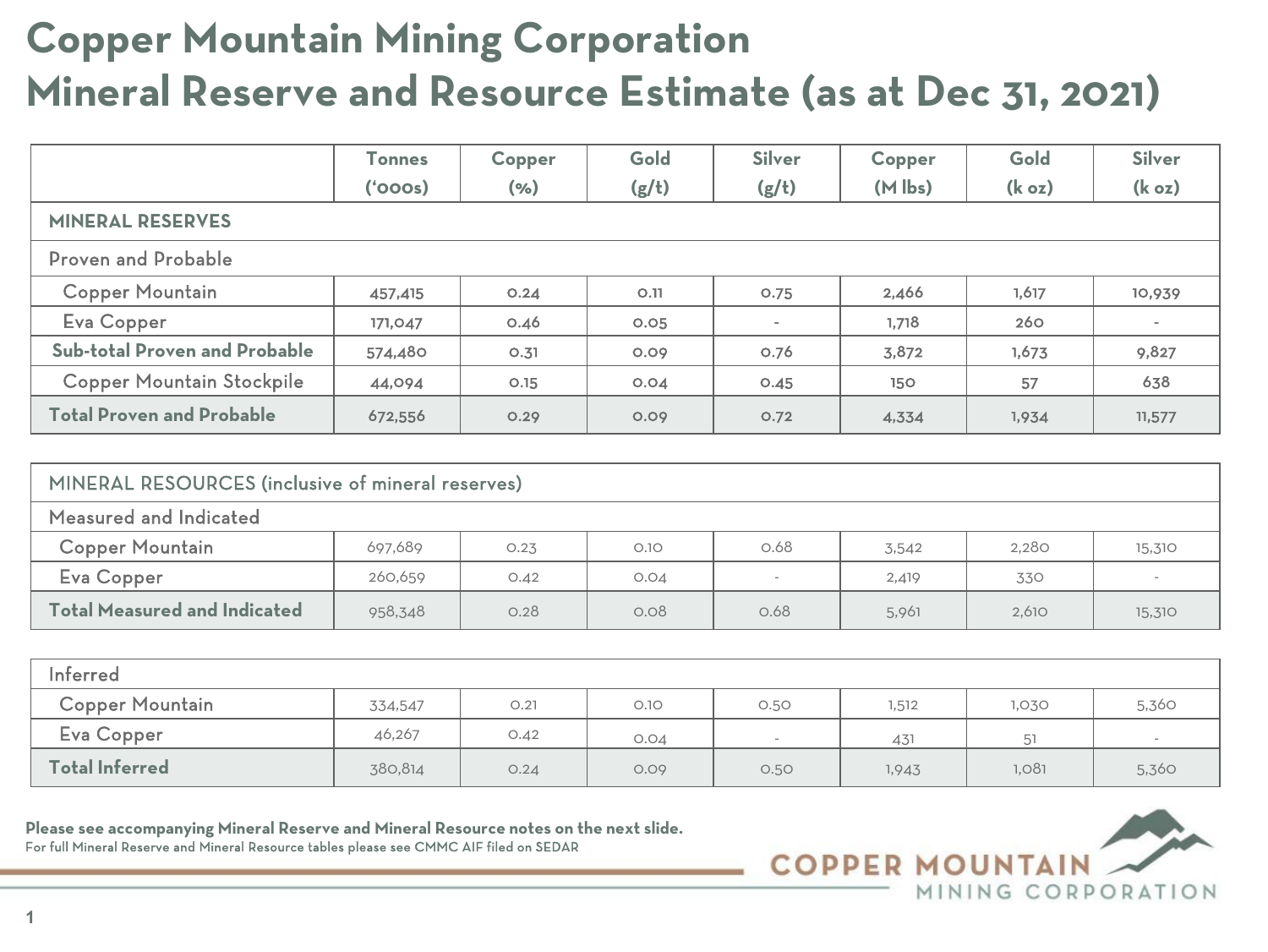# Copper Mountain Mining Corporation
# Mineral Reserve and Resource Estimate (as at Dec 31, 2021)

| | Tonnes ('000s) | Copper (%) | Gold (g/t) | Silver (g/t) | Copper (M lbs) | Gold (k oz) | Silver (k oz) |
|---|---|---|---|---|---|---|---|
| **MINERAL RESERVES** | | | | | | | |
| Proven and Probable | | | | | | | |
| Copper Mountain | 457,415 | 0.24 | 0.11 | 0.75 | 2,466 | 1,617 | 10,939 |
| Eva Copper | 171,047 | 0.46 | 0.05 | - | 1,718 | 260 | - |
| **Sub-total Proven and Probable** | 574,480 | 0.31 | 0.09 | 0.76 | 3,872 | 1,673 | 9,827 |
| Copper Mountain Stockpile | 44,094 | 0.15 | 0.04 | 0.45 | 150 | 57 | 638 |
| **Total Proven and Probable** | 672,556 | 0.29 | 0.09 | 0.72 | 4,334 | 1,934 | 11,577 |

| | Tonnes ('000s) | Copper (%) | Gold (g/t) | Silver (g/t) | Copper (M lbs) | Gold (k oz) | Silver (k oz) |
|---|---|---|---|---|---|---|---|
| MINERAL RESOURCES (inclusive of mineral reserves) | | | | | | | |
| Measured and Indicated | | | | | | | |
| Copper Mountain | 697,689 | 0.23 | 0.10 | 0.68 | 3,542 | 2,280 | 15,310 |
| Eva Copper | 260,659 | 0.42 | 0.04 | - | 2,419 | 330 | - |
| **Total Measured and Indicated** | 958,348 | 0.28 | 0.08 | 0.68 | 5,961 | 2,610 | 15,310 |
| Inferred | | | | | | | |
| Copper Mountain | 334,547 | 0.21 | 0.10 | 0.50 | 1,512 | 1,030 | 5,360 |
| Eva Copper | 46,267 | 0.42 | 0.04 | - | 431 | 51 | - |
| **Total Inferred** | 380,814 | 0.24 | 0.09 | 0.50 | 1,943 | 1,081 | 5,360 |

**Please see accompanying Mineral Reserve and Mineral Resource notes on the next slide.**

For full Mineral Reserve and Mineral Resource tables please see CMMC AIF filed on SEDAR

COPPER MOUNTAIN MINING CORPORATION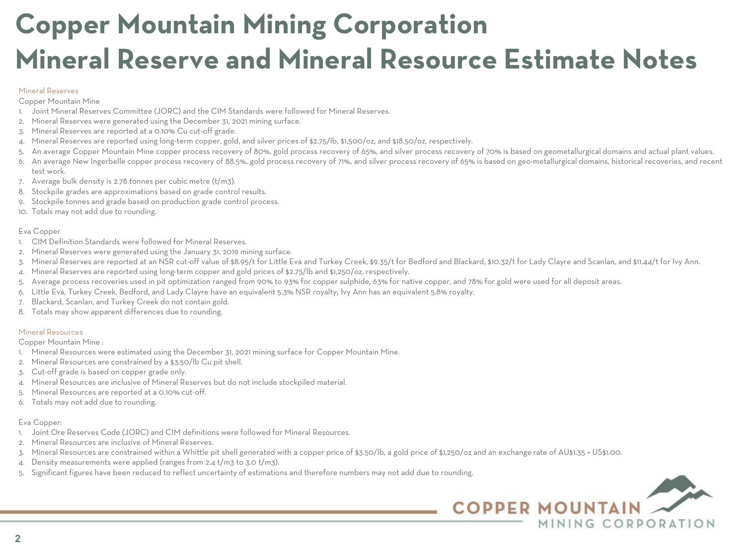# Copper Mountain Mining Corporation
# Mineral Reserve and Mineral Resource Estimate Notes

## Mineral Reserves

### Copper Mountain Mine

1. Joint Mineral Reserves Committee (JORC) and the CIM Standards were followed for Mineral Reserves.
2. Mineral Reserves were generated using the December 31, 2021 mining surface.
3. Mineral Reserves are reported at a 0.10% Cu cut-off grade.
4. Mineral Reserves are reported using long-term copper, gold, and silver prices of $2.75/lb, $1,500/oz, and $18.50/oz, respectively.
5. An average Copper Mountain Mine copper process recovery of 80%, gold process recovery of 65%, and silver process recovery of 70% is based on geometallurgical domains and actual plant values.
6. An average New Ingerbelle copper process recovery of 88.5%, gold process recovery of 71%, and silver process recovery of 65% is based on geo-metallurgical domains, historical recoveries, and recent test work.
7. Average bulk density is 2.78 tonnes per cubic metre (t/m3).
8. Stockpile grades are approximations based on grade control results.
9. Stockpile tonnes and grade based on production grade control process.
10. Totals may not add due to rounding.

### Eva Copper

1. CIM Definition Standards were followed for Mineral Reserves.
2. Mineral Reserves were generated using the January 31, 2019 mining surface.
3. Mineral Reserves are reported at an NSR cut-off value of $8.95/t for Little Eva and Turkey Creek, $9.35/t for Bedford and Blackard, $10.32/t for Lady Clayre and Scanlan, and $11.44/t for Ivy Ann.
4. Mineral Reserves are reported using long-term copper and gold prices of $2.75/lb and $1,250/oz, respectively.
5. Average process recoveries used in pit optimization ranged from 90% to 93% for copper sulphide, 63% for native copper, and 78% for gold were used for all deposit areas.
6. Little Eva, Turkey Creek, Bedford, and Lady Clayre have an equivalent 5.3% NSR royalty; Ivy Ann has an equivalent 5.8% royalty.
7. Blackard, Scanlan, and Turkey Creek do not contain gold.
8. Totals may show apparent differences due to rounding.

## Mineral Resources

### Copper Mountain Mine :

1. Mineral Resources were estimated using the December 31, 2021 mining surface for Copper Mountain Mine.
2. Mineral Resources are constrained by a $3.50/lb Cu pit shell.
3. Cut-off grade is based on copper grade only.
4. Mineral Resources are inclusive of Mineral Reserves but do not include stockpiled material.
5. Mineral Resources are reported at a 0.10% cut-off.
6. Totals may not add due to rounding.

### Eva Copper:

1. Joint Ore Reserves Code (JORC) and CIM definitions were followed for Mineral Resources.
2. Mineral Resources are inclusive of Mineral Reserves.
3. Mineral Resources are constrained within a Whittle pit shell generated with a copper price of $3.50/lb, a gold price of $1,250/oz and an exchange rate of AU$1.35 = US$1.00.
4. Density measurements were applied (ranges from 2.4 t/m3 to 3.0 t/m3).
5. Significant figures have been reduced to reflect uncertainty of estimations and therefore numbers may not add due to rounding.

COPPER MOUNTAIN MINING CORPORATION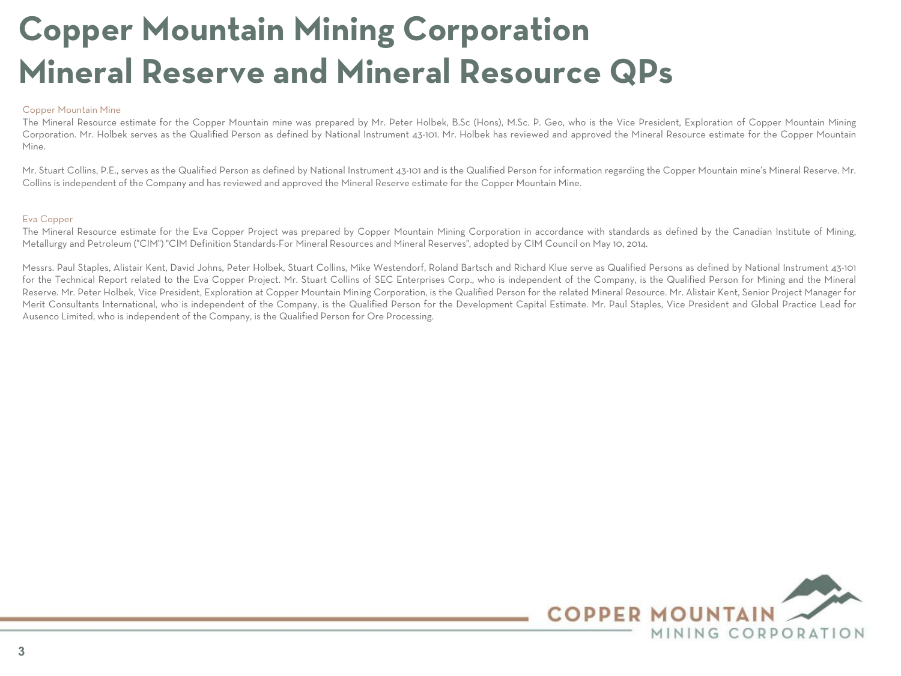# Copper Mountain Mining Corporation Mineral Reserve and Mineral Resource QPs

## Copper Mountain Mine

The Mineral Resource estimate for the Copper Mountain mine was prepared by Mr. Peter Holbek, B.Sc (Hons), M.Sc. P. Geo, who is the Vice President, Exploration of Copper Mountain Mining Corporation. Mr. Holbek serves as the Qualified Person as defined by National Instrument 43-101. Mr. Holbek has reviewed and approved the Mineral Resource estimate for the Copper Mountain Mine.

Mr. Stuart Collins, P.E., serves as the Qualified Person as defined by National Instrument 43-101 and is the Qualified Person for information regarding the Copper Mountain mine's Mineral Reserve. Mr. Collins is independent of the Company and has reviewed and approved the Mineral Reserve estimate for the Copper Mountain Mine.

## Eva Copper

The Mineral Resource estimate for the Eva Copper Project was prepared by Copper Mountain Mining Corporation in accordance with standards as defined by the Canadian Institute of Mining, Metallurgy and Petroleum ("CIM") "CIM Definition Standards-For Mineral Resources and Mineral Reserves", adopted by CIM Council on May 10, 2014.

Messrs. Paul Staples, Alistair Kent, David Johns, Peter Holbek, Stuart Collins, Mike Westendorf, Roland Bartsch and Richard Klue serve as Qualified Persons as defined by National Instrument 43-101 for the Technical Report related to the Eva Copper Project. Mr. Stuart Collins of SEC Enterprises Corp., who is independent of the Company, is the Qualified Person for Mining and the Mineral Reserve. Mr. Peter Holbek, Vice President, Exploration at Copper Mountain Mining Corporation, is the Qualified Person for the related Mineral Resource. Mr. Alistair Kent, Senior Project Manager for Merit Consultants International, who is independent of the Company, is the Qualified Person for the Development Capital Estimate. Mr. Paul Staples, Vice President and Global Practice Lead for Ausenco Limited, who is independent of the Company, is the Qualified Person for Ore Processing.